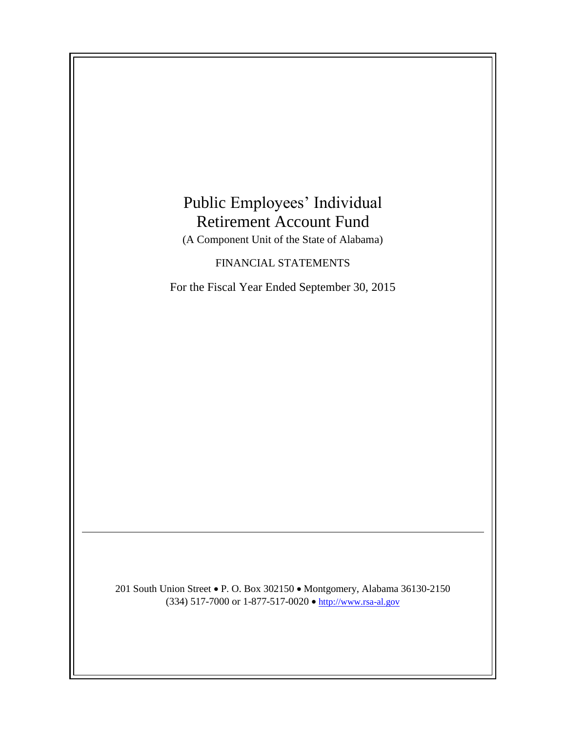# Public Employees' Individual Retirement Account Fund

(A Component Unit of the State of Alabama)

FINANCIAL STATEMENTS

For the Fiscal Year Ended September 30, 2015

---

201 South Union Street • P. O. Box 302150 • Montgomery, Alabama 36130-2150
(334) 517-7000 or 1-877-517-0020 • http://www.rsa-al.gov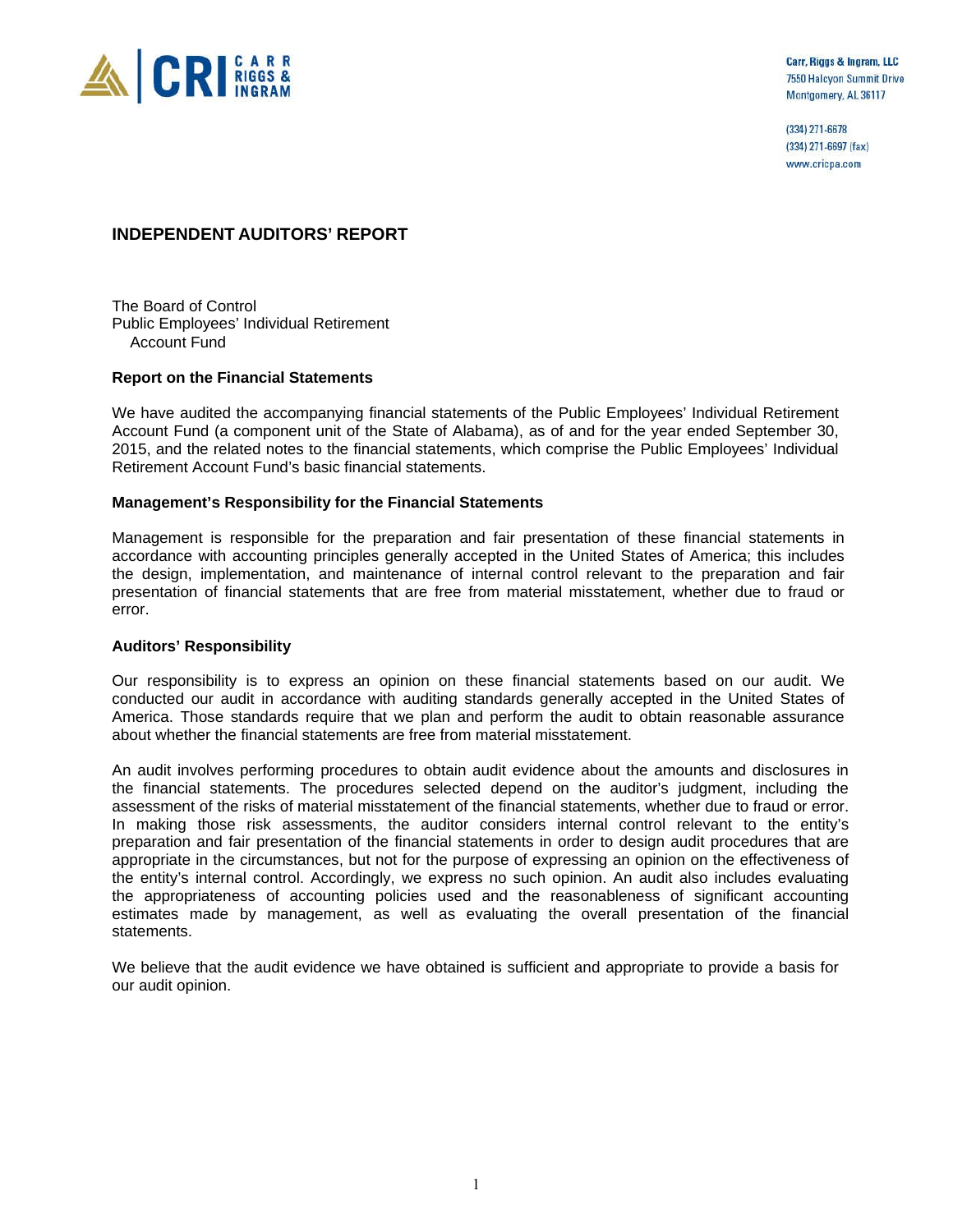Carr, Riggs & Ingram, LLC
7550 Halcyon Summit Drive
Montgomery, AL 36117

(334) 271-6678
(334) 271-6697 (fax)
www.cricpa.com

## INDEPENDENT AUDITORS' REPORT

The Board of Control
Public Employees' Individual Retirement
Account Fund

### Report on the Financial Statements

We have audited the accompanying financial statements of the Public Employees' Individual Retirement Account Fund (a component unit of the State of Alabama), as of and for the year ended September 30, 2015, and the related notes to the financial statements, which comprise the Public Employees' Individual Retirement Account Fund's basic financial statements.

### Management's Responsibility for the Financial Statements

Management is responsible for the preparation and fair presentation of these financial statements in accordance with accounting principles generally accepted in the United States of America; this includes the design, implementation, and maintenance of internal control relevant to the preparation and fair presentation of financial statements that are free from material misstatement, whether due to fraud or error.

### Auditors' Responsibility

Our responsibility is to express an opinion on these financial statements based on our audit. We conducted our audit in accordance with auditing standards generally accepted in the United States of America. Those standards require that we plan and perform the audit to obtain reasonable assurance about whether the financial statements are free from material misstatement.

An audit involves performing procedures to obtain audit evidence about the amounts and disclosures in the financial statements. The procedures selected depend on the auditor's judgment, including the assessment of the risks of material misstatement of the financial statements, whether due to fraud or error. In making those risk assessments, the auditor considers internal control relevant to the entity's preparation and fair presentation of the financial statements in order to design audit procedures that are appropriate in the circumstances, but not for the purpose of expressing an opinion on the effectiveness of the entity's internal control. Accordingly, we express no such opinion. An audit also includes evaluating the appropriateness of accounting policies used and the reasonableness of significant accounting estimates made by management, as well as evaluating the overall presentation of the financial statements.

We believe that the audit evidence we have obtained is sufficient and appropriate to provide a basis for our audit opinion.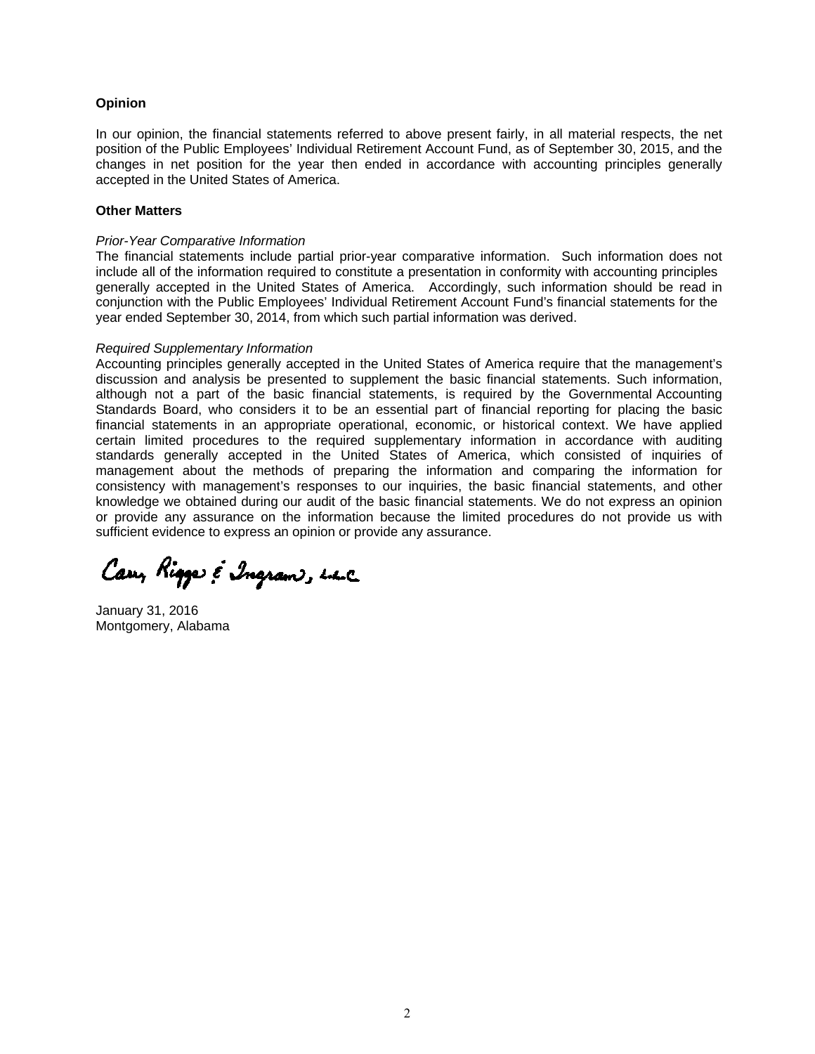**Opinion**

In our opinion, the financial statements referred to above present fairly, in all material respects, the net position of the Public Employees' Individual Retirement Account Fund, as of September 30, 2015, and the changes in net position for the year then ended in accordance with accounting principles generally accepted in the United States of America.

**Other Matters**

*Prior-Year Comparative Information*

The financial statements include partial prior-year comparative information. Such information does not include all of the information required to constitute a presentation in conformity with accounting principles generally accepted in the United States of America. Accordingly, such information should be read in conjunction with the Public Employees' Individual Retirement Account Fund's financial statements for the year ended September 30, 2014, from which such partial information was derived.

*Required Supplementary Information*

Accounting principles generally accepted in the United States of America require that the management's discussion and analysis be presented to supplement the basic financial statements. Such information, although not a part of the basic financial statements, is required by the Governmental Accounting Standards Board, who considers it to be an essential part of financial reporting for placing the basic financial statements in an appropriate operational, economic, or historical context. We have applied certain limited procedures to the required supplementary information in accordance with auditing standards generally accepted in the United States of America, which consisted of inquiries of management about the methods of preparing the information and comparing the information for consistency with management's responses to our inquiries, the basic financial statements, and other knowledge we obtained during our audit of the basic financial statements. We do not express an opinion or provide any assurance on the information because the limited procedures do not provide us with sufficient evidence to express an opinion or provide any assurance.

Carr, Riggs & Ingram, LLC

January 31, 2016
Montgomery, Alabama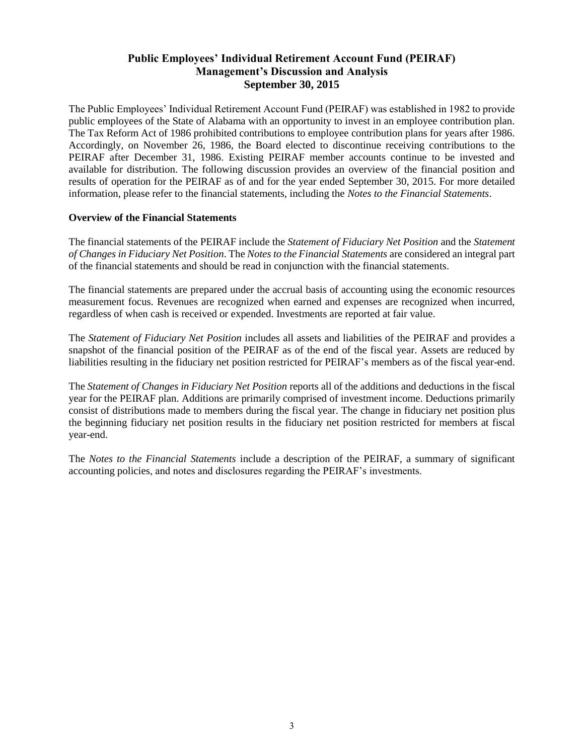# Public Employees' Individual Retirement Account Fund (PEIRAF)
## Management's Discussion and Analysis
## September 30, 2015

The Public Employees' Individual Retirement Account Fund (PEIRAF) was established in 1982 to provide public employees of the State of Alabama with an opportunity to invest in an employee contribution plan. The Tax Reform Act of 1986 prohibited contributions to employee contribution plans for years after 1986. Accordingly, on November 26, 1986, the Board elected to discontinue receiving contributions to the PEIRAF after December 31, 1986. Existing PEIRAF member accounts continue to be invested and available for distribution. The following discussion provides an overview of the financial position and results of operation for the PEIRAF as of and for the year ended September 30, 2015. For more detailed information, please refer to the financial statements, including the *Notes to the Financial Statements*.

### Overview of the Financial Statements

The financial statements of the PEIRAF include the *Statement of Fiduciary Net Position* and the *Statement of Changes in Fiduciary Net Position*. The *Notes to the Financial Statements* are considered an integral part of the financial statements and should be read in conjunction with the financial statements.

The financial statements are prepared under the accrual basis of accounting using the economic resources measurement focus. Revenues are recognized when earned and expenses are recognized when incurred, regardless of when cash is received or expended. Investments are reported at fair value.

The *Statement of Fiduciary Net Position* includes all assets and liabilities of the PEIRAF and provides a snapshot of the financial position of the PEIRAF as of the end of the fiscal year. Assets are reduced by liabilities resulting in the fiduciary net position restricted for PEIRAF's members as of the fiscal year-end.

The *Statement of Changes in Fiduciary Net Position* reports all of the additions and deductions in the fiscal year for the PEIRAF plan. Additions are primarily comprised of investment income. Deductions primarily consist of distributions made to members during the fiscal year. The change in fiduciary net position plus the beginning fiduciary net position results in the fiduciary net position restricted for members at fiscal year-end.

The *Notes to the Financial Statements* include a description of the PEIRAF, a summary of significant accounting policies, and notes and disclosures regarding the PEIRAF's investments.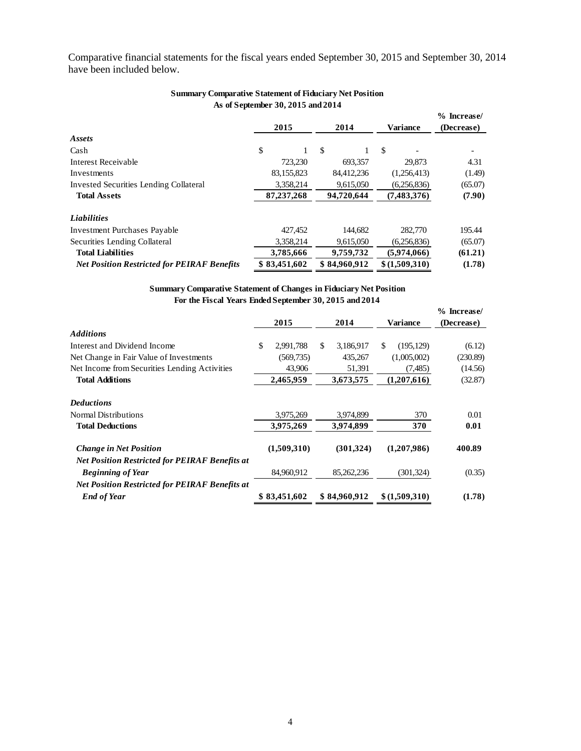Comparative financial statements for the fiscal years ended September 30, 2015 and September 30, 2014 have been included below.

**Summary Comparative Statement of Fiduciary Net Position**
**As of September 30, 2015 and 2014**

| | 2015 | 2014 | Variance | % Increase/ (Decrease) |
|---|---|---|---|---|
| ***Assets*** | | | | |
| Cash | $ 1 | $ 1 | $ - | - |
| Interest Receivable | 723,230 | 693,357 | 29,873 | 4.31 |
| Investments | 83,155,823 | 84,412,236 | (1,256,413) | (1.49) |
| Invested Securities Lending Collateral | 3,358,214 | 9,615,050 | (6,256,836) | (65.07) |
| **Total Assets** | **87,237,268** | **94,720,644** | **(7,483,376)** | **(7.90)** |
| ***Liabilities*** | | | | |
| Investment Purchases Payable | 427,452 | 144,682 | 282,770 | 195.44 |
| Securities Lending Collateral | 3,358,214 | 9,615,050 | (6,256,836) | (65.07) |
| **Total Liabilities** | **3,785,666** | **9,759,732** | **(5,974,066)** | **(61.21)** |
| ***Net Position Restricted for PEIRAF Benefits*** | **$ 83,451,602** | **$ 84,960,912** | **$ (1,509,310)** | **(1.78)** |

**Summary Comparative Statement of Changes in Fiduciary Net Position**
**For the Fiscal Years Ended September 30, 2015 and 2014**

| | 2015 | 2014 | Variance | % Increase/ (Decrease) |
|---|---|---|---|---|
| ***Additions*** | | | | |
| Interest and Dividend Income | $ 2,991,788 | $ 3,186,917 | $ (195,129) | (6.12) |
| Net Change in Fair Value of Investments | (569,735) | 435,267 | (1,005,002) | (230.89) |
| Net Income from Securities Lending Activities | 43,906 | 51,391 | (7,485) | (14.56) |
| **Total Additions** | **2,465,959** | **3,673,575** | **(1,207,616)** | (32.87) |
| ***Deductions*** | | | | |
| Normal Distributions | 3,975,269 | 3,974,899 | 370 | 0.01 |
| **Total Deductions** | **3,975,269** | **3,974,899** | **370** | **0.01** |
| ***Change in Net Position*** | **(1,509,310)** | **(301,324)** | **(1,207,986)** | **400.89** |
| ***Net Position Restricted for PEIRAF Benefits at Beginning of Year*** | 84,960,912 | 85,262,236 | (301,324) | (0.35) |
| ***Net Position Restricted for PEIRAF Benefits at End of Year*** | **$ 83,451,602** | **$ 84,960,912** | **$ (1,509,310)** | **(1.78)** |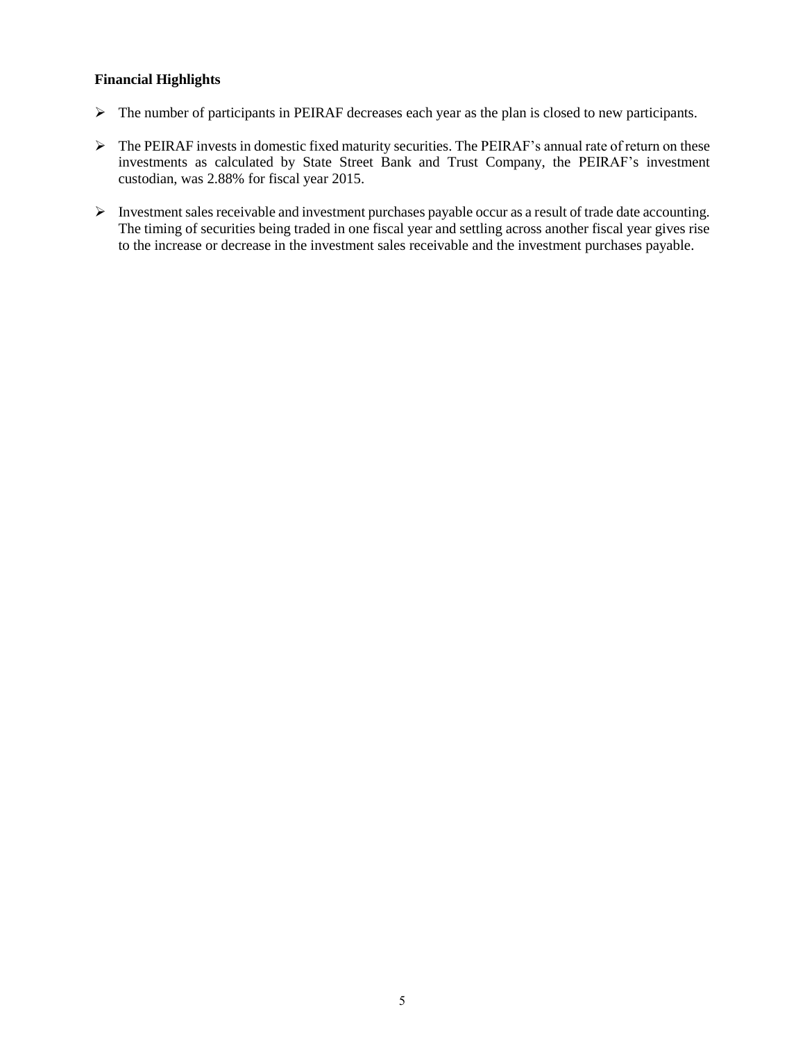**Financial Highlights**

- The number of participants in PEIRAF decreases each year as the plan is closed to new participants.

- The PEIRAF invests in domestic fixed maturity securities. The PEIRAF's annual rate of return on these investments as calculated by State Street Bank and Trust Company, the PEIRAF's investment custodian, was 2.88% for fiscal year 2015.

- Investment sales receivable and investment purchases payable occur as a result of trade date accounting. The timing of securities being traded in one fiscal year and settling across another fiscal year gives rise to the increase or decrease in the investment sales receivable and the investment purchases payable.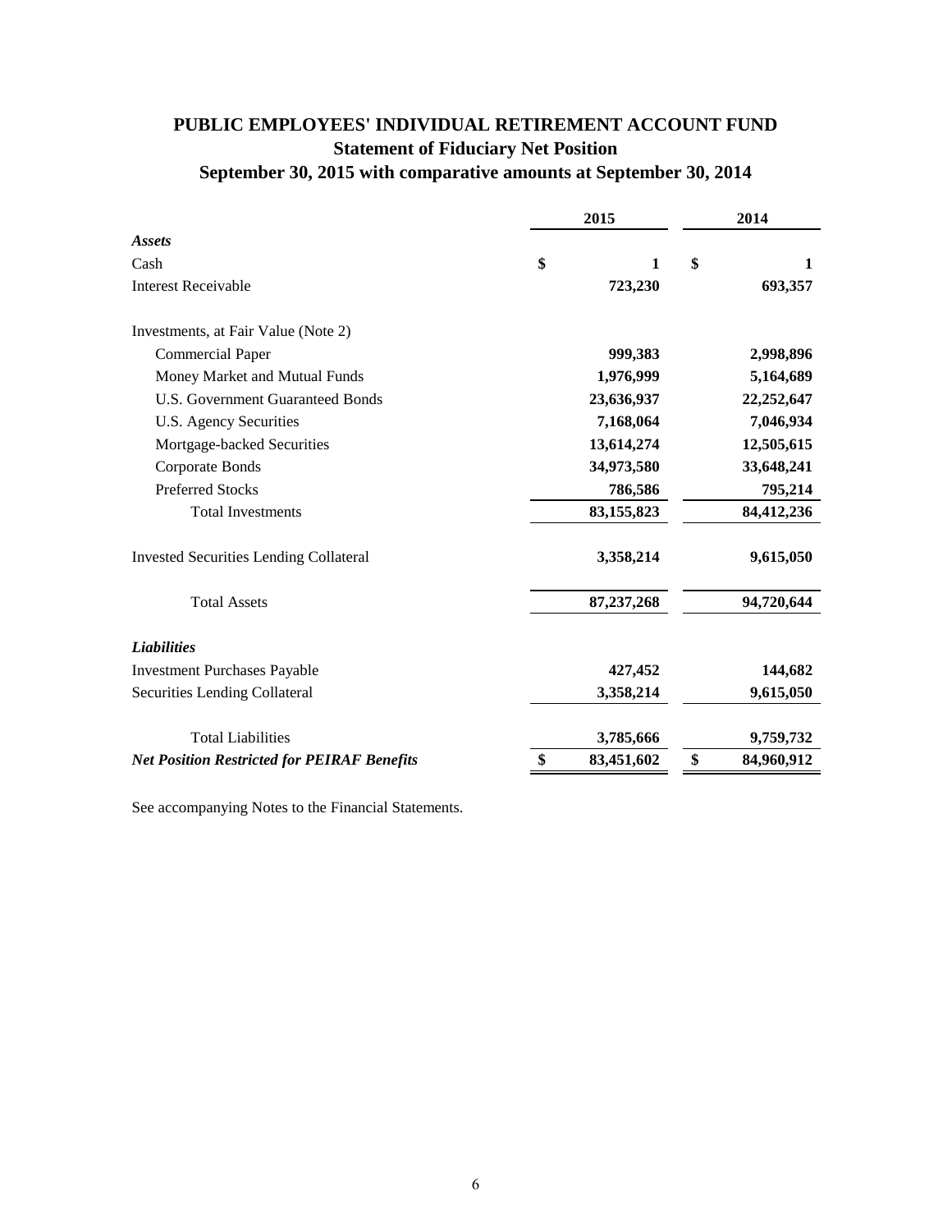# PUBLIC EMPLOYEES' INDIVIDUAL RETIREMENT ACCOUNT FUND

## Statement of Fiduciary Net Position

## September 30, 2015 with comparative amounts at September 30, 2014

| | 2015 | 2014 |
|---|---|---|
| ***Assets*** | | |
| Cash | $ 1 | $ 1 |
| Interest Receivable | 723,230 | 693,357 |
| Investments, at Fair Value (Note 2) | | |
| Commercial Paper | 999,383 | 2,998,896 |
| Money Market and Mutual Funds | 1,976,999 | 5,164,689 |
| U.S. Government Guaranteed Bonds | 23,636,937 | 22,252,647 |
| U.S. Agency Securities | 7,168,064 | 7,046,934 |
| Mortgage-backed Securities | 13,614,274 | 12,505,615 |
| Corporate Bonds | 34,973,580 | 33,648,241 |
| Preferred Stocks | 786,586 | 795,214 |
| Total Investments | 83,155,823 | 84,412,236 |
| Invested Securities Lending Collateral | 3,358,214 | 9,615,050 |
| Total Assets | 87,237,268 | 94,720,644 |
| ***Liabilities*** | | |
| Investment Purchases Payable | 427,452 | 144,682 |
| Securities Lending Collateral | 3,358,214 | 9,615,050 |
| Total Liabilities | 3,785,666 | 9,759,732 |
| ***Net Position Restricted for PEIRAF Benefits*** | $ 83,451,602 | $ 84,960,912 |

See accompanying Notes to the Financial Statements.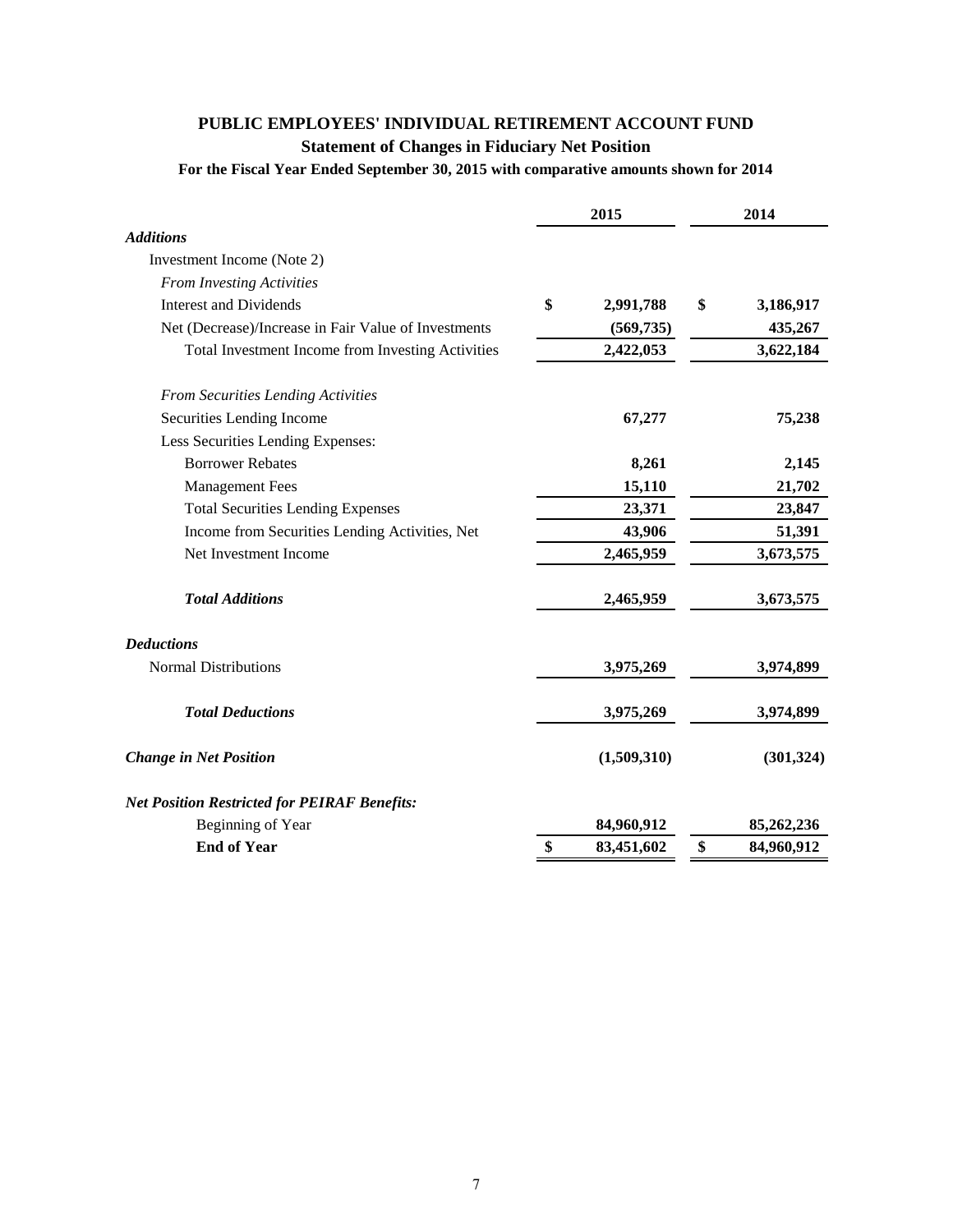# PUBLIC EMPLOYEES' INDIVIDUAL RETIREMENT ACCOUNT FUND

## Statement of Changes in Fiduciary Net Position

### For the Fiscal Year Ended September 30, 2015 with comparative amounts shown for 2014

| | 2015 | 2014 |
|---|---|---|
| ***Additions*** | | |
| Investment Income (Note 2) | | |
| *From Investing Activities* | | |
| Interest and Dividends | $ 2,991,788 | $ 3,186,917 |
| Net (Decrease)/Increase in Fair Value of Investments | (569,735) | 435,267 |
| Total Investment Income from Investing Activities | 2,422,053 | 3,622,184 |
| *From Securities Lending Activities* | | |
| Securities Lending Income | 67,277 | 75,238 |
| Less Securities Lending Expenses: | | |
| Borrower Rebates | 8,261 | 2,145 |
| Management Fees | 15,110 | 21,702 |
| Total Securities Lending Expenses | 23,371 | 23,847 |
| Income from Securities Lending Activities, Net | 43,906 | 51,391 |
| Net Investment Income | 2,465,959 | 3,673,575 |
| ***Total Additions*** | 2,465,959 | 3,673,575 |
| ***Deductions*** | | |
| Normal Distributions | 3,975,269 | 3,974,899 |
| ***Total Deductions*** | 3,975,269 | 3,974,899 |
| ***Change in Net Position*** | (1,509,310) | (301,324) |
| ***Net Position Restricted for PEIRAF Benefits:*** | | |
| Beginning of Year | 84,960,912 | 85,262,236 |
| **End of Year** | $ 83,451,602 | $ 84,960,912 |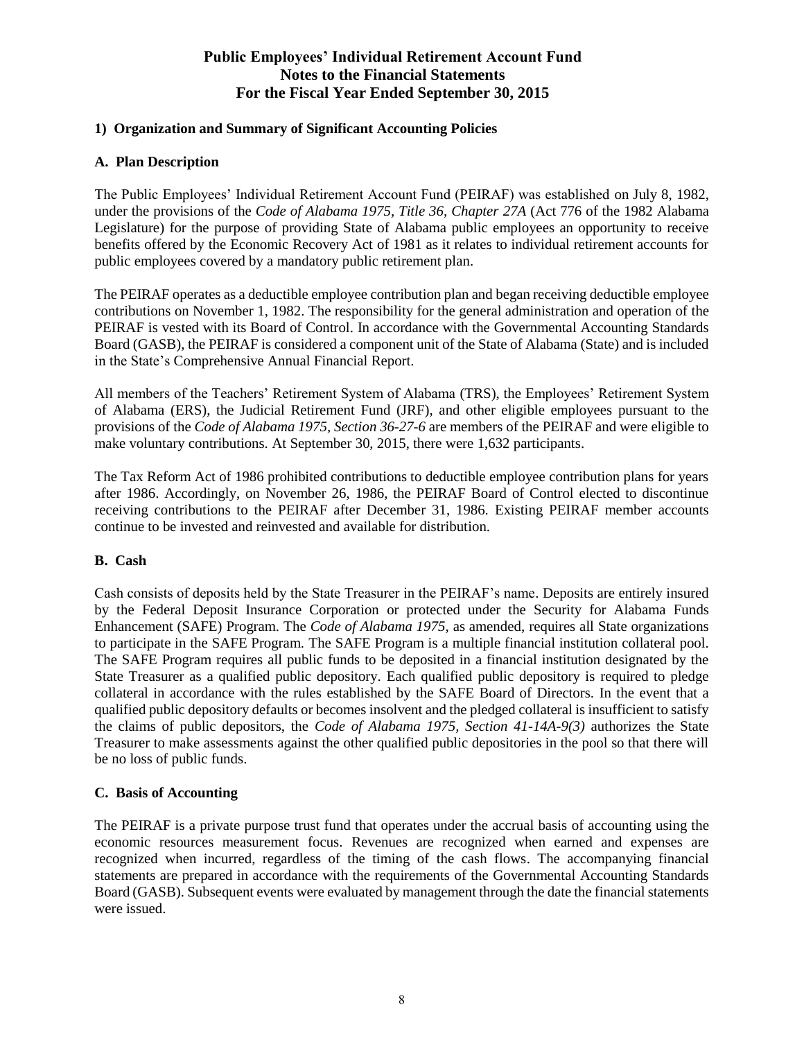# Public Employees' Individual Retirement Account Fund
# Notes to the Financial Statements
# For the Fiscal Year Ended September 30, 2015

## 1) Organization and Summary of Significant Accounting Policies

### A. Plan Description

The Public Employees' Individual Retirement Account Fund (PEIRAF) was established on July 8, 1982, under the provisions of the *Code of Alabama 1975, Title 36, Chapter 27A* (Act 776 of the 1982 Alabama Legislature) for the purpose of providing State of Alabama public employees an opportunity to receive benefits offered by the Economic Recovery Act of 1981 as it relates to individual retirement accounts for public employees covered by a mandatory public retirement plan.

The PEIRAF operates as a deductible employee contribution plan and began receiving deductible employee contributions on November 1, 1982. The responsibility for the general administration and operation of the PEIRAF is vested with its Board of Control. In accordance with the Governmental Accounting Standards Board (GASB), the PEIRAF is considered a component unit of the State of Alabama (State) and is included in the State's Comprehensive Annual Financial Report.

All members of the Teachers' Retirement System of Alabama (TRS), the Employees' Retirement System of Alabama (ERS), the Judicial Retirement Fund (JRF), and other eligible employees pursuant to the provisions of the *Code of Alabama 1975, Section 36-27-6* are members of the PEIRAF and were eligible to make voluntary contributions. At September 30, 2015, there were 1,632 participants.

The Tax Reform Act of 1986 prohibited contributions to deductible employee contribution plans for years after 1986. Accordingly, on November 26, 1986, the PEIRAF Board of Control elected to discontinue receiving contributions to the PEIRAF after December 31, 1986. Existing PEIRAF member accounts continue to be invested and reinvested and available for distribution.

### B. Cash

Cash consists of deposits held by the State Treasurer in the PEIRAF's name. Deposits are entirely insured by the Federal Deposit Insurance Corporation or protected under the Security for Alabama Funds Enhancement (SAFE) Program. The *Code of Alabama 1975*, as amended, requires all State organizations to participate in the SAFE Program. The SAFE Program is a multiple financial institution collateral pool. The SAFE Program requires all public funds to be deposited in a financial institution designated by the State Treasurer as a qualified public depository. Each qualified public depository is required to pledge collateral in accordance with the rules established by the SAFE Board of Directors. In the event that a qualified public depository defaults or becomes insolvent and the pledged collateral is insufficient to satisfy the claims of public depositors, the *Code of Alabama 1975, Section 41-14A-9(3)* authorizes the State Treasurer to make assessments against the other qualified public depositories in the pool so that there will be no loss of public funds.

### C. Basis of Accounting

The PEIRAF is a private purpose trust fund that operates under the accrual basis of accounting using the economic resources measurement focus. Revenues are recognized when earned and expenses are recognized when incurred, regardless of the timing of the cash flows. The accompanying financial statements are prepared in accordance with the requirements of the Governmental Accounting Standards Board (GASB). Subsequent events were evaluated by management through the date the financial statements were issued.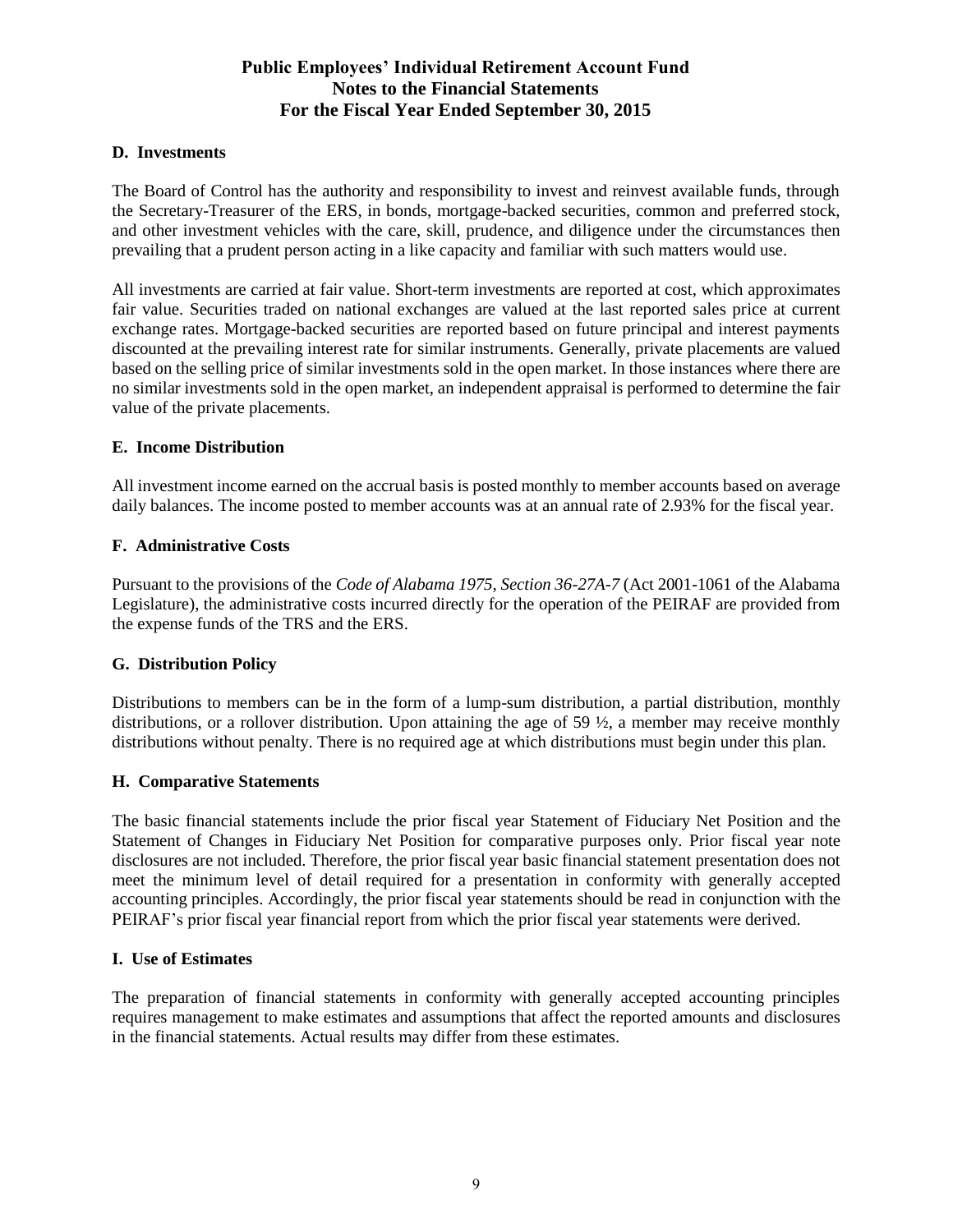# Public Employees' Individual Retirement Account Fund
# Notes to the Financial Statements
# For the Fiscal Year Ended September 30, 2015

### D. Investments

The Board of Control has the authority and responsibility to invest and reinvest available funds, through the Secretary-Treasurer of the ERS, in bonds, mortgage-backed securities, common and preferred stock, and other investment vehicles with the care, skill, prudence, and diligence under the circumstances then prevailing that a prudent person acting in a like capacity and familiar with such matters would use.

All investments are carried at fair value. Short-term investments are reported at cost, which approximates fair value. Securities traded on national exchanges are valued at the last reported sales price at current exchange rates. Mortgage-backed securities are reported based on future principal and interest payments discounted at the prevailing interest rate for similar instruments. Generally, private placements are valued based on the selling price of similar investments sold in the open market. In those instances where there are no similar investments sold in the open market, an independent appraisal is performed to determine the fair value of the private placements.

### E. Income Distribution

All investment income earned on the accrual basis is posted monthly to member accounts based on average daily balances. The income posted to member accounts was at an annual rate of 2.93% for the fiscal year.

### F. Administrative Costs

Pursuant to the provisions of the *Code of Alabama 1975, Section 36-27A-7* (Act 2001-1061 of the Alabama Legislature), the administrative costs incurred directly for the operation of the PEIRAF are provided from the expense funds of the TRS and the ERS.

### G. Distribution Policy

Distributions to members can be in the form of a lump-sum distribution, a partial distribution, monthly distributions, or a rollover distribution. Upon attaining the age of 59 ½, a member may receive monthly distributions without penalty. There is no required age at which distributions must begin under this plan.

### H. Comparative Statements

The basic financial statements include the prior fiscal year Statement of Fiduciary Net Position and the Statement of Changes in Fiduciary Net Position for comparative purposes only. Prior fiscal year note disclosures are not included. Therefore, the prior fiscal year basic financial statement presentation does not meet the minimum level of detail required for a presentation in conformity with generally accepted accounting principles. Accordingly, the prior fiscal year statements should be read in conjunction with the PEIRAF's prior fiscal year financial report from which the prior fiscal year statements were derived.

### I. Use of Estimates

The preparation of financial statements in conformity with generally accepted accounting principles requires management to make estimates and assumptions that affect the reported amounts and disclosures in the financial statements. Actual results may differ from these estimates.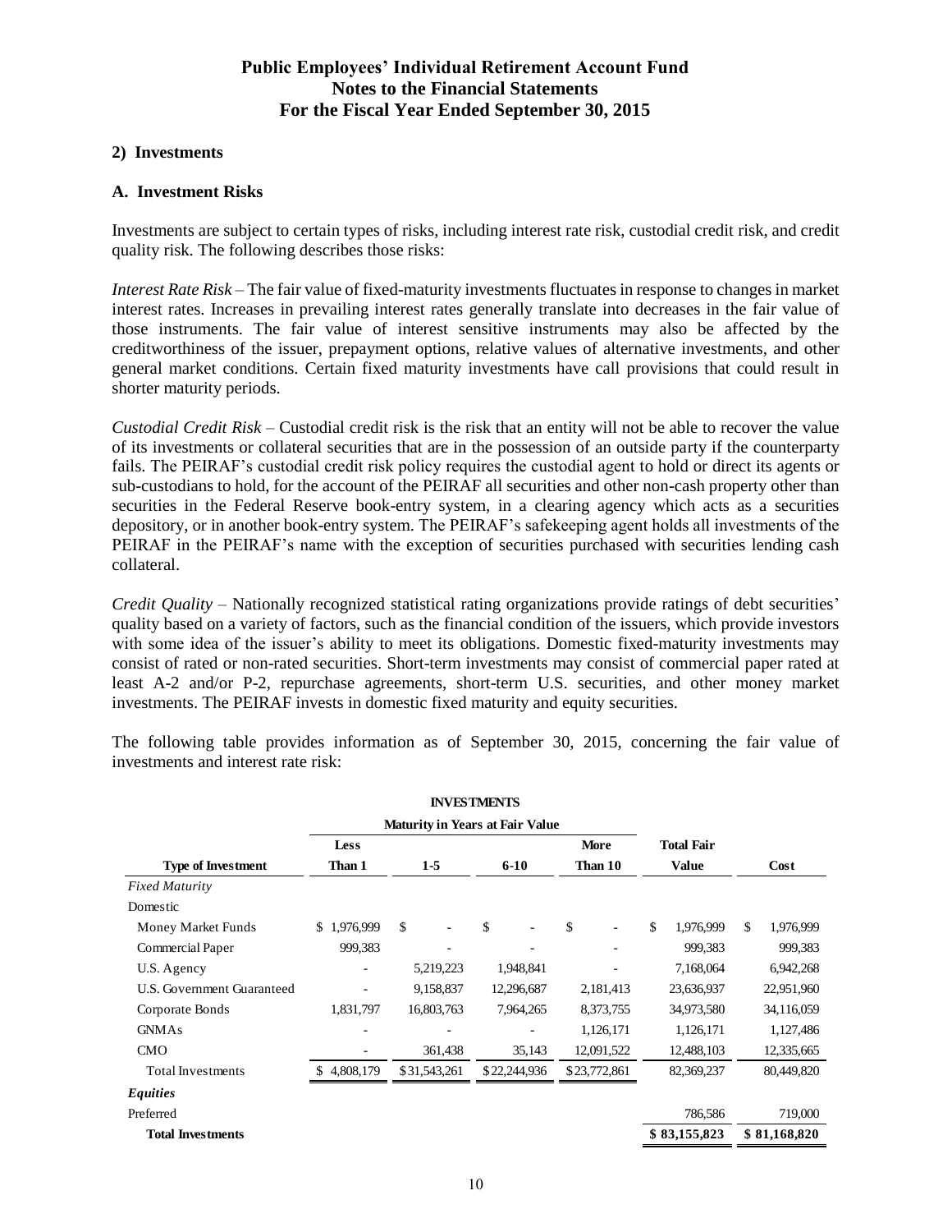# Public Employees' Individual Retirement Account Fund
# Notes to the Financial Statements
# For the Fiscal Year Ended September 30, 2015

## 2) Investments

### A. Investment Risks

Investments are subject to certain types of risks, including interest rate risk, custodial credit risk, and credit quality risk. The following describes those risks:

*Interest Rate Risk* – The fair value of fixed-maturity investments fluctuates in response to changes in market interest rates. Increases in prevailing interest rates generally translate into decreases in the fair value of those instruments. The fair value of interest sensitive instruments may also be affected by the creditworthiness of the issuer, prepayment options, relative values of alternative investments, and other general market conditions. Certain fixed maturity investments have call provisions that could result in shorter maturity periods.

*Custodial Credit Risk* – Custodial credit risk is the risk that an entity will not be able to recover the value of its investments or collateral securities that are in the possession of an outside party if the counterparty fails. The PEIRAF's custodial credit risk policy requires the custodial agent to hold or direct its agents or sub-custodians to hold, for the account of the PEIRAF all securities and other non-cash property other than securities in the Federal Reserve book-entry system, in a clearing agency which acts as a securities depository, or in another book-entry system. The PEIRAF's safekeeping agent holds all investments of the PEIRAF in the PEIRAF's name with the exception of securities purchased with securities lending cash collateral.

*Credit Quality* – Nationally recognized statistical rating organizations provide ratings of debt securities' quality based on a variety of factors, such as the financial condition of the issuers, which provide investors with some idea of the issuer's ability to meet its obligations. Domestic fixed-maturity investments may consist of rated or non-rated securities. Short-term investments may consist of commercial paper rated at least A-2 and/or P-2, repurchase agreements, short-term U.S. securities, and other money market investments. The PEIRAF invests in domestic fixed maturity and equity securities.

The following table provides information as of September 30, 2015, concerning the fair value of investments and interest rate risk:

**INVESTMENTS**

| | Maturity in Years at Fair Value | | | | | |
|---|---|---|---|---|---|---|
| **Type of Investment** | **Less Than 1** | **1-5** | **6-10** | **More Than 10** | **Total Fair Value** | **Cost** |
| *Fixed Maturity* | | | | | | |
| Domestic | | | | | | |
| Money Market Funds | $ 1,976,999 | $ - | $ - | $ - | $ 1,976,999 | $ 1,976,999 |
| Commercial Paper | 999,383 | - | - | - | 999,383 | 999,383 |
| U.S. Agency | - | 5,219,223 | 1,948,841 | - | 7,168,064 | 6,942,268 |
| U.S. Government Guaranteed | - | 9,158,837 | 12,296,687 | 2,181,413 | 23,636,937 | 22,951,960 |
| Corporate Bonds | 1,831,797 | 16,803,763 | 7,964,265 | 8,373,755 | 34,973,580 | 34,116,059 |
| GNMAs | - | - | - | 1,126,171 | 1,126,171 | 1,127,486 |
| CMO | - | 361,438 | 35,143 | 12,091,522 | 12,488,103 | 12,335,665 |
| Total Investments | $ 4,808,179 | $ 31,543,261 | $ 22,244,936 | $ 23,772,861 | 82,369,237 | 80,449,820 |
| ***Equities*** | | | | | | |
| Preferred | | | | | 786,586 | 719,000 |
| **Total Investments** | | | | | **$ 83,155,823** | **$ 81,168,820** |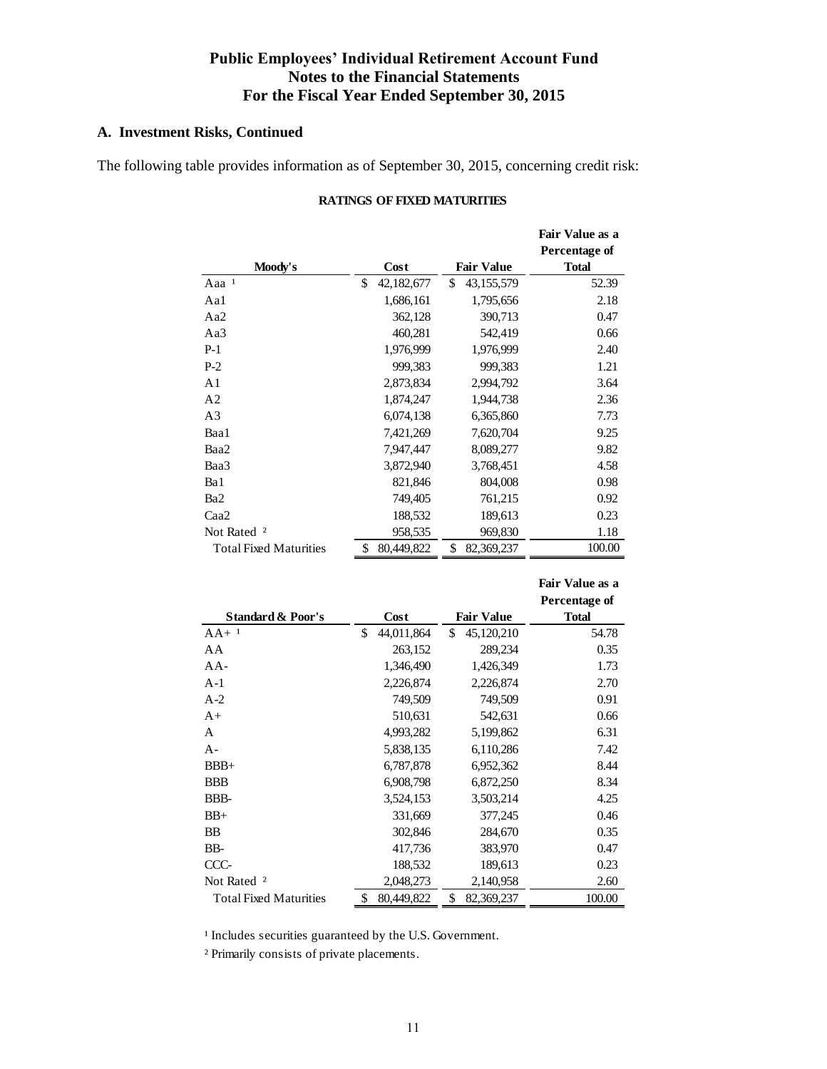# Public Employees' Individual Retirement Account Fund
## Notes to the Financial Statements
## For the Fiscal Year Ended September 30, 2015

### A. Investment Risks, Continued

The following table provides information as of September 30, 2015, concerning credit risk:

**RATINGS OF FIXED MATURITIES**

| Moody's | Cost | Fair Value | Fair Value as a Percentage of Total |
|---|---|---|---|
| Aaa [1] | $ 42,182,677 | $ 43,155,579 | 52.39 |
| Aa1 | 1,686,161 | 1,795,656 | 2.18 |
| Aa2 | 362,128 | 390,713 | 0.47 |
| Aa3 | 460,281 | 542,419 | 0.66 |
| P-1 | 1,976,999 | 1,976,999 | 2.40 |
| P-2 | 999,383 | 999,383 | 1.21 |
| A1 | 2,873,834 | 2,994,792 | 3.64 |
| A2 | 1,874,247 | 1,944,738 | 2.36 |
| A3 | 6,074,138 | 6,365,860 | 7.73 |
| Baa1 | 7,421,269 | 7,620,704 | 9.25 |
| Baa2 | 7,947,447 | 8,089,277 | 9.82 |
| Baa3 | 3,872,940 | 3,768,451 | 4.58 |
| Ba1 | 821,846 | 804,008 | 0.98 |
| Ba2 | 749,405 | 761,215 | 0.92 |
| Caa2 | 188,532 | 189,613 | 0.23 |
| Not Rated [2] | 958,535 | 969,830 | 1.18 |
| Total Fixed Maturities | $ 80,449,822 | $ 82,369,237 | 100.00 |

| Standard & Poor's | Cost | Fair Value | Fair Value as a Percentage of Total |
|---|---|---|---|
| AA+ [1] | $ 44,011,864 | $ 45,120,210 | 54.78 |
| AA | 263,152 | 289,234 | 0.35 |
| AA- | 1,346,490 | 1,426,349 | 1.73 |
| A-1 | 2,226,874 | 2,226,874 | 2.70 |
| A-2 | 749,509 | 749,509 | 0.91 |
| A+ | 510,631 | 542,631 | 0.66 |
| A | 4,993,282 | 5,199,862 | 6.31 |
| A- | 5,838,135 | 6,110,286 | 7.42 |
| BBB+ | 6,787,878 | 6,952,362 | 8.44 |
| BBB | 6,908,798 | 6,872,250 | 8.34 |
| BBB- | 3,524,153 | 3,503,214 | 4.25 |
| BB+ | 331,669 | 377,245 | 0.46 |
| BB | 302,846 | 284,670 | 0.35 |
| BB- | 417,736 | 383,970 | 0.47 |
| CCC- | 188,532 | 189,613 | 0.23 |
| Not Rated [2] | 2,048,273 | 2,140,958 | 2.60 |
| Total Fixed Maturities | $ 80,449,822 | $ 82,369,237 | 100.00 |

[1] Includes securities guaranteed by the U.S. Government.

[2] Primarily consists of private placements.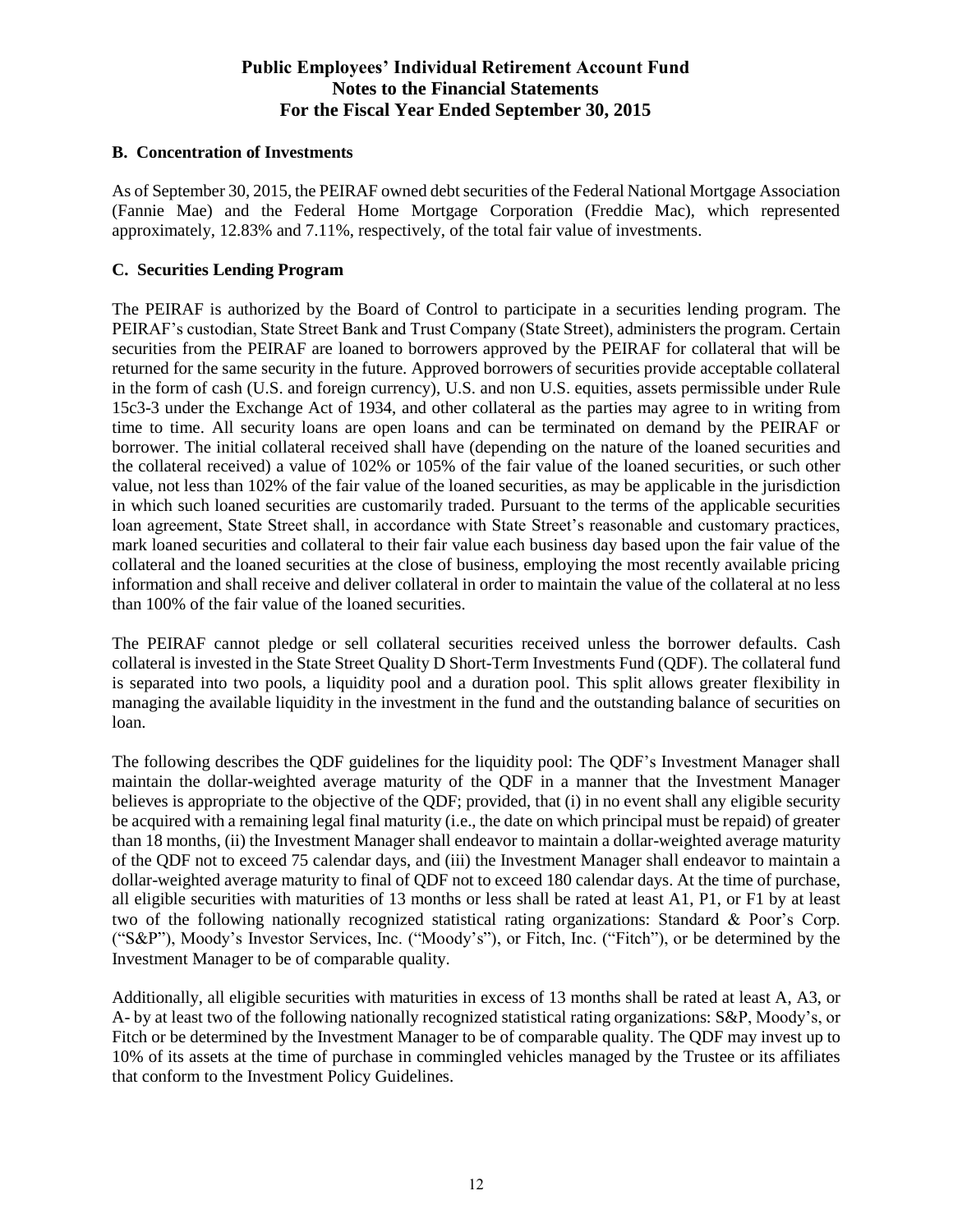## B. Concentration of Investments

As of September 30, 2015, the PEIRAF owned debt securities of the Federal National Mortgage Association (Fannie Mae) and the Federal Home Mortgage Corporation (Freddie Mac), which represented approximately, 12.83% and 7.11%, respectively, of the total fair value of investments.

## C. Securities Lending Program

The PEIRAF is authorized by the Board of Control to participate in a securities lending program. The PEIRAF's custodian, State Street Bank and Trust Company (State Street), administers the program. Certain securities from the PEIRAF are loaned to borrowers approved by the PEIRAF for collateral that will be returned for the same security in the future. Approved borrowers of securities provide acceptable collateral in the form of cash (U.S. and foreign currency), U.S. and non U.S. equities, assets permissible under Rule 15c3-3 under the Exchange Act of 1934, and other collateral as the parties may agree to in writing from time to time. All security loans are open loans and can be terminated on demand by the PEIRAF or borrower. The initial collateral received shall have (depending on the nature of the loaned securities and the collateral received) a value of 102% or 105% of the fair value of the loaned securities, or such other value, not less than 102% of the fair value of the loaned securities, as may be applicable in the jurisdiction in which such loaned securities are customarily traded. Pursuant to the terms of the applicable securities loan agreement, State Street shall, in accordance with State Street's reasonable and customary practices, mark loaned securities and collateral to their fair value each business day based upon the fair value of the collateral and the loaned securities at the close of business, employing the most recently available pricing information and shall receive and deliver collateral in order to maintain the value of the collateral at no less than 100% of the fair value of the loaned securities.

The PEIRAF cannot pledge or sell collateral securities received unless the borrower defaults. Cash collateral is invested in the State Street Quality D Short-Term Investments Fund (QDF). The collateral fund is separated into two pools, a liquidity pool and a duration pool. This split allows greater flexibility in managing the available liquidity in the investment in the fund and the outstanding balance of securities on loan.

The following describes the QDF guidelines for the liquidity pool: The QDF's Investment Manager shall maintain the dollar-weighted average maturity of the QDF in a manner that the Investment Manager believes is appropriate to the objective of the QDF; provided, that (i) in no event shall any eligible security be acquired with a remaining legal final maturity (i.e., the date on which principal must be repaid) of greater than 18 months, (ii) the Investment Manager shall endeavor to maintain a dollar-weighted average maturity of the QDF not to exceed 75 calendar days, and (iii) the Investment Manager shall endeavor to maintain a dollar-weighted average maturity to final of QDF not to exceed 180 calendar days. At the time of purchase, all eligible securities with maturities of 13 months or less shall be rated at least A1, P1, or F1 by at least two of the following nationally recognized statistical rating organizations: Standard & Poor's Corp. ("S&P"), Moody's Investor Services, Inc. ("Moody's"), or Fitch, Inc. ("Fitch"), or be determined by the Investment Manager to be of comparable quality.

Additionally, all eligible securities with maturities in excess of 13 months shall be rated at least A, A3, or A- by at least two of the following nationally recognized statistical rating organizations: S&P, Moody's, or Fitch or be determined by the Investment Manager to be of comparable quality. The QDF may invest up to 10% of its assets at the time of purchase in commingled vehicles managed by the Trustee or its affiliates that conform to the Investment Policy Guidelines.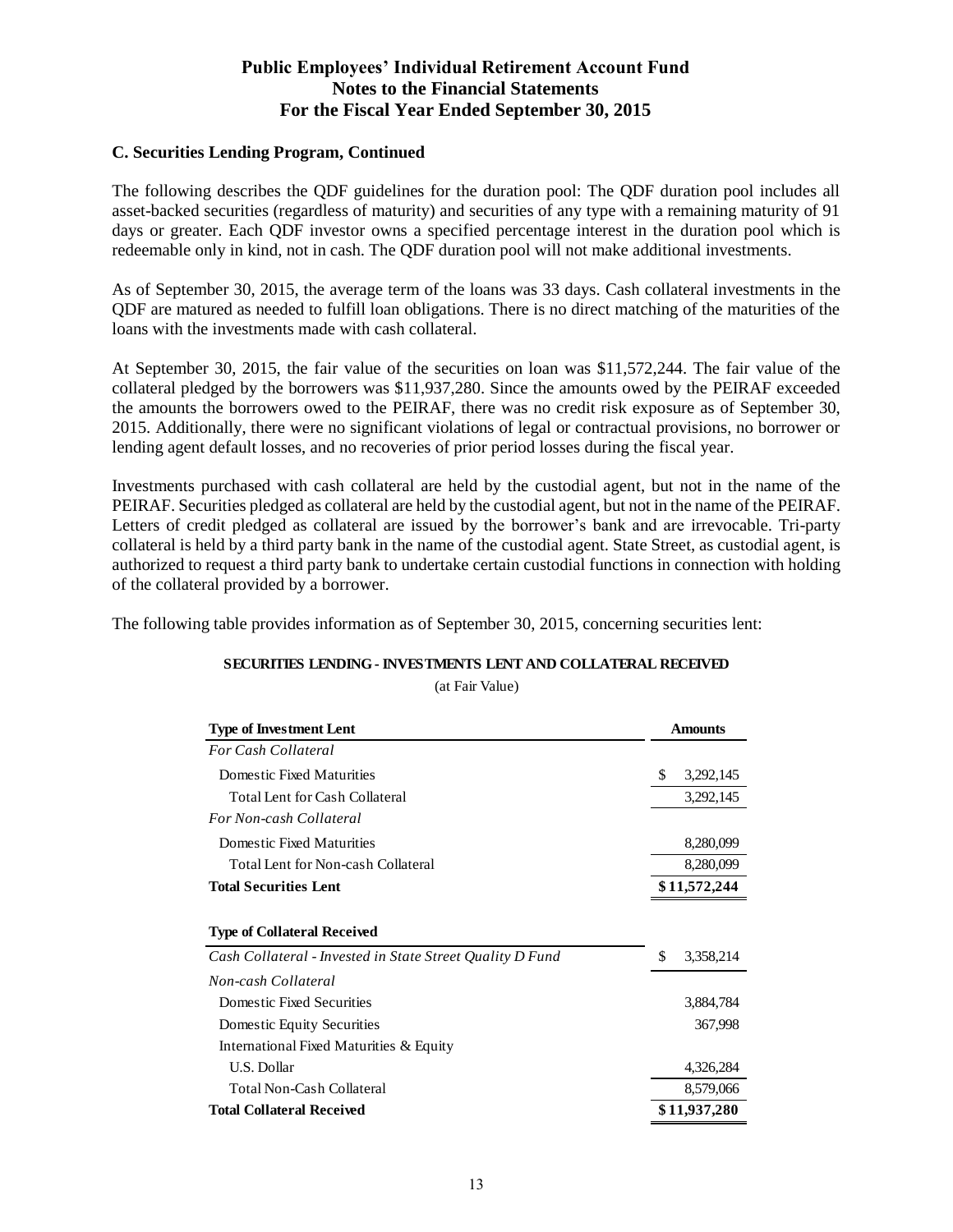# Public Employees' Individual Retirement Account Fund
## Notes to the Financial Statements
## For the Fiscal Year Ended September 30, 2015

### C. Securities Lending Program, Continued

The following describes the QDF guidelines for the duration pool: The QDF duration pool includes all asset-backed securities (regardless of maturity) and securities of any type with a remaining maturity of 91 days or greater. Each QDF investor owns a specified percentage interest in the duration pool which is redeemable only in kind, not in cash. The QDF duration pool will not make additional investments.

As of September 30, 2015, the average term of the loans was 33 days. Cash collateral investments in the QDF are matured as needed to fulfill loan obligations. There is no direct matching of the maturities of the loans with the investments made with cash collateral.

At September 30, 2015, the fair value of the securities on loan was $11,572,244. The fair value of the collateral pledged by the borrowers was $11,937,280. Since the amounts owed by the PEIRAF exceeded the amounts the borrowers owed to the PEIRAF, there was no credit risk exposure as of September 30, 2015. Additionally, there were no significant violations of legal or contractual provisions, no borrower or lending agent default losses, and no recoveries of prior period losses during the fiscal year.

Investments purchased with cash collateral are held by the custodial agent, but not in the name of the PEIRAF. Securities pledged as collateral are held by the custodial agent, but not in the name of the PEIRAF. Letters of credit pledged as collateral are issued by the borrower's bank and are irrevocable. Tri-party collateral is held by a third party bank in the name of the custodial agent. State Street, as custodial agent, is authorized to request a third party bank to undertake certain custodial functions in connection with holding of the collateral provided by a borrower.

The following table provides information as of September 30, 2015, concerning securities lent:

**SECURITIES LENDING - INVESTMENTS LENT AND COLLATERAL RECEIVED**

(at Fair Value)

| **Type of Investment Lent** | **Amounts** |
|---|---|
| *For Cash Collateral* | |
| Domestic Fixed Maturities | $ 3,292,145 |
| Total Lent for Cash Collateral | 3,292,145 |
| *For Non-cash Collateral* | |
| Domestic Fixed Maturities | 8,280,099 |
| Total Lent for Non-cash Collateral | 8,280,099 |
| **Total Securities Lent** | **$ 11,572,244** |
| | |
| **Type of Collateral Received** | |
| *Cash Collateral - Invested in State Street Quality D Fund* | $ 3,358,214 |
| *Non-cash Collateral* | |
| Domestic Fixed Securities | 3,884,784 |
| Domestic Equity Securities | 367,998 |
| International Fixed Maturities & Equity | |
| U.S. Dollar | 4,326,284 |
| Total Non-Cash Collateral | 8,579,066 |
| **Total Collateral Received** | **$ 11,937,280** |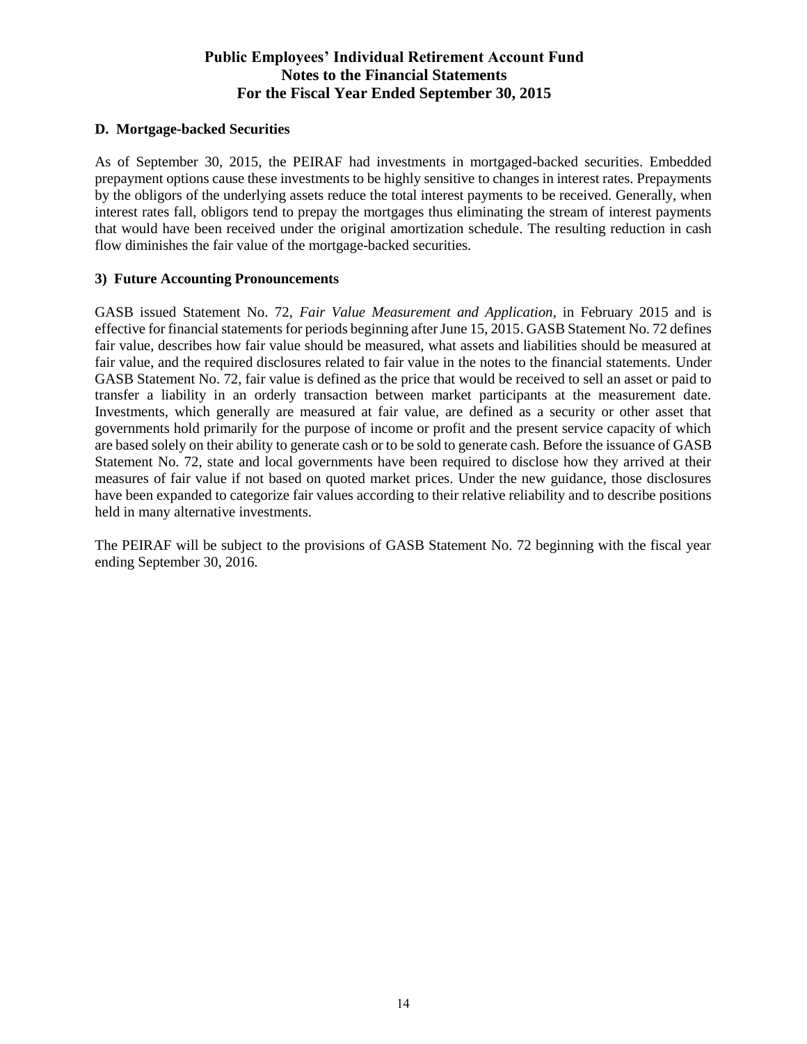### D. Mortgage-backed Securities

As of September 30, 2015, the PEIRAF had investments in mortgaged-backed securities. Embedded prepayment options cause these investments to be highly sensitive to changes in interest rates. Prepayments by the obligors of the underlying assets reduce the total interest payments to be received. Generally, when interest rates fall, obligors tend to prepay the mortgages thus eliminating the stream of interest payments that would have been received under the original amortization schedule. The resulting reduction in cash flow diminishes the fair value of the mortgage-backed securities.

## 3) Future Accounting Pronouncements

GASB issued Statement No. 72, *Fair Value Measurement and Application*, in February 2015 and is effective for financial statements for periods beginning after June 15, 2015. GASB Statement No. 72 defines fair value, describes how fair value should be measured, what assets and liabilities should be measured at fair value, and the required disclosures related to fair value in the notes to the financial statements. Under GASB Statement No. 72, fair value is defined as the price that would be received to sell an asset or paid to transfer a liability in an orderly transaction between market participants at the measurement date. Investments, which generally are measured at fair value, are defined as a security or other asset that governments hold primarily for the purpose of income or profit and the present service capacity of which are based solely on their ability to generate cash or to be sold to generate cash. Before the issuance of GASB Statement No. 72, state and local governments have been required to disclose how they arrived at their measures of fair value if not based on quoted market prices. Under the new guidance, those disclosures have been expanded to categorize fair values according to their relative reliability and to describe positions held in many alternative investments.

The PEIRAF will be subject to the provisions of GASB Statement No. 72 beginning with the fiscal year ending September 30, 2016.